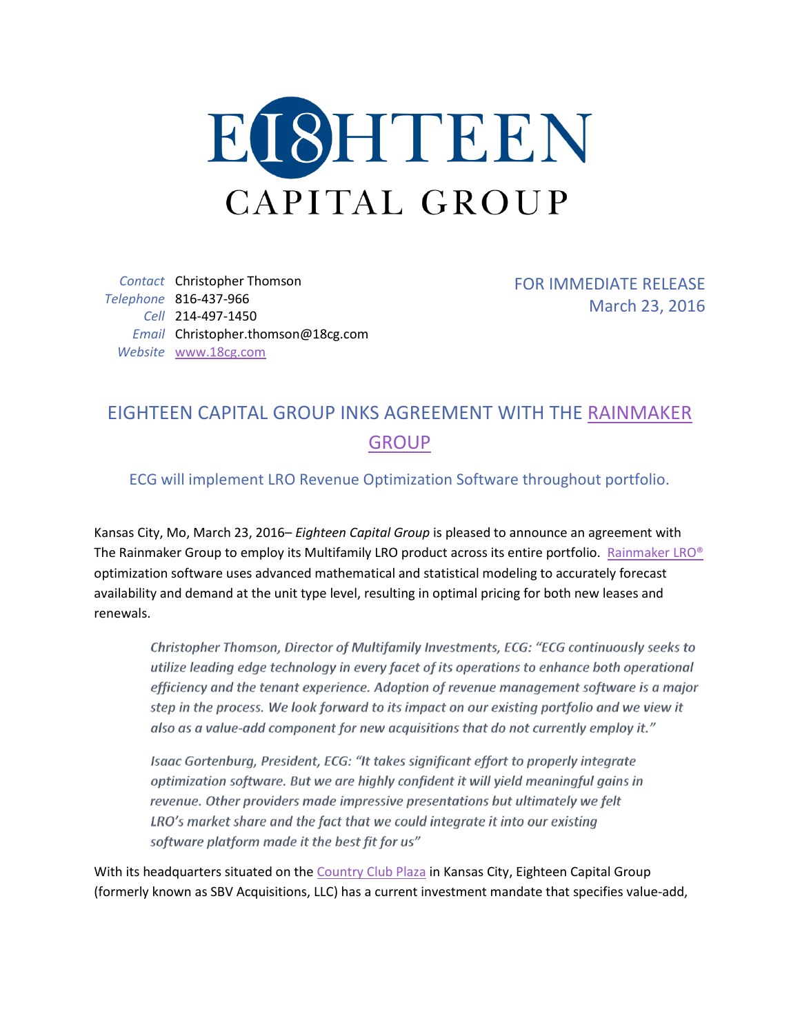# EIGHTEEN CAPITAL GROUP

*Contact* Christopher Thomson
*Telephone* 816-437-966
*Cell* 214-497-1450
*Email* Christopher.thomson@18cg.com
*Website* www.18cg.com

FOR IMMEDIATE RELEASE
March 23, 2016

## EIGHTEEN CAPITAL GROUP INKS AGREEMENT WITH THE RAINMAKER GROUP

### ECG will implement LRO Revenue Optimization Software throughout portfolio.

Kansas City, Mo, March 23, 2016– *Eighteen Capital Group* is pleased to announce an agreement with The Rainmaker Group to employ its Multifamily LRO product across its entire portfolio. Rainmaker LRO® optimization software uses advanced mathematical and statistical modeling to accurately forecast availability and demand at the unit type level, resulting in optimal pricing for both new leases and renewals.

> *Christopher Thomson, Director of Multifamily Investments, ECG: "ECG continuously seeks to utilize leading edge technology in every facet of its operations to enhance both operational efficiency and the tenant experience. Adoption of revenue management software is a major step in the process. We look forward to its impact on our existing portfolio and we view it also as a value-add component for new acquisitions that do not currently employ it."*
>
> *Isaac Gortenburg, President, ECG: "It takes significant effort to properly integrate optimization software. But we are highly confident it will yield meaningful gains in revenue. Other providers made impressive presentations but ultimately we felt LRO's market share and the fact that we could integrate it into our existing software platform made it the best fit for us"*

With its headquarters situated on the Country Club Plaza in Kansas City, Eighteen Capital Group (formerly known as SBV Acquisitions, LLC) has a current investment mandate that specifies value-add,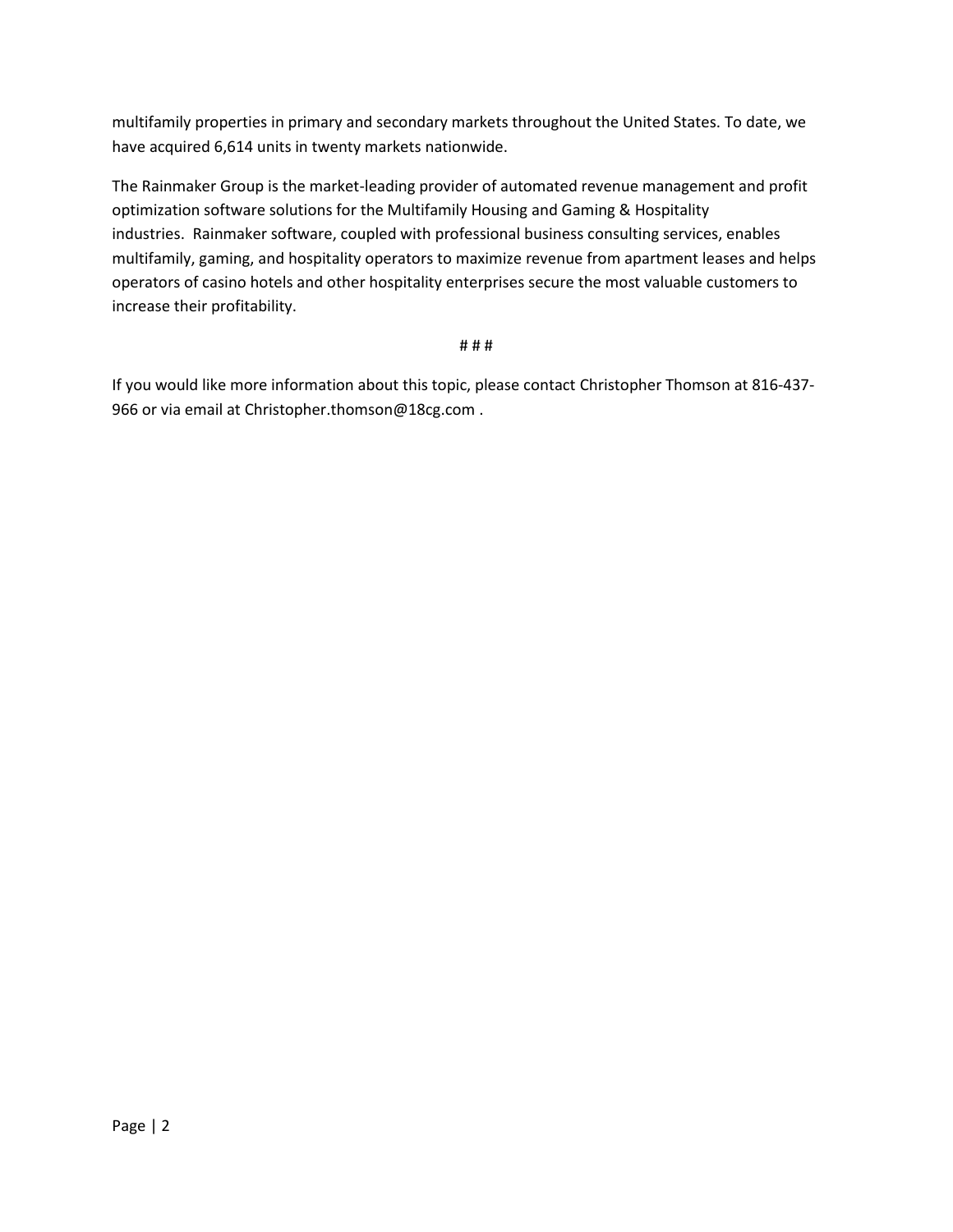multifamily properties in primary and secondary markets throughout the United States. To date, we have acquired 6,614 units in twenty markets nationwide.

The Rainmaker Group is the market-leading provider of automated revenue management and profit optimization software solutions for the Multifamily Housing and Gaming & Hospitality industries. Rainmaker software, coupled with professional business consulting services, enables multifamily, gaming, and hospitality operators to maximize revenue from apartment leases and helps operators of casino hotels and other hospitality enterprises secure the most valuable customers to increase their profitability.

# # #

If you would like more information about this topic, please contact Christopher Thomson at 816-437-966 or via email at Christopher.thomson@18cg.com .